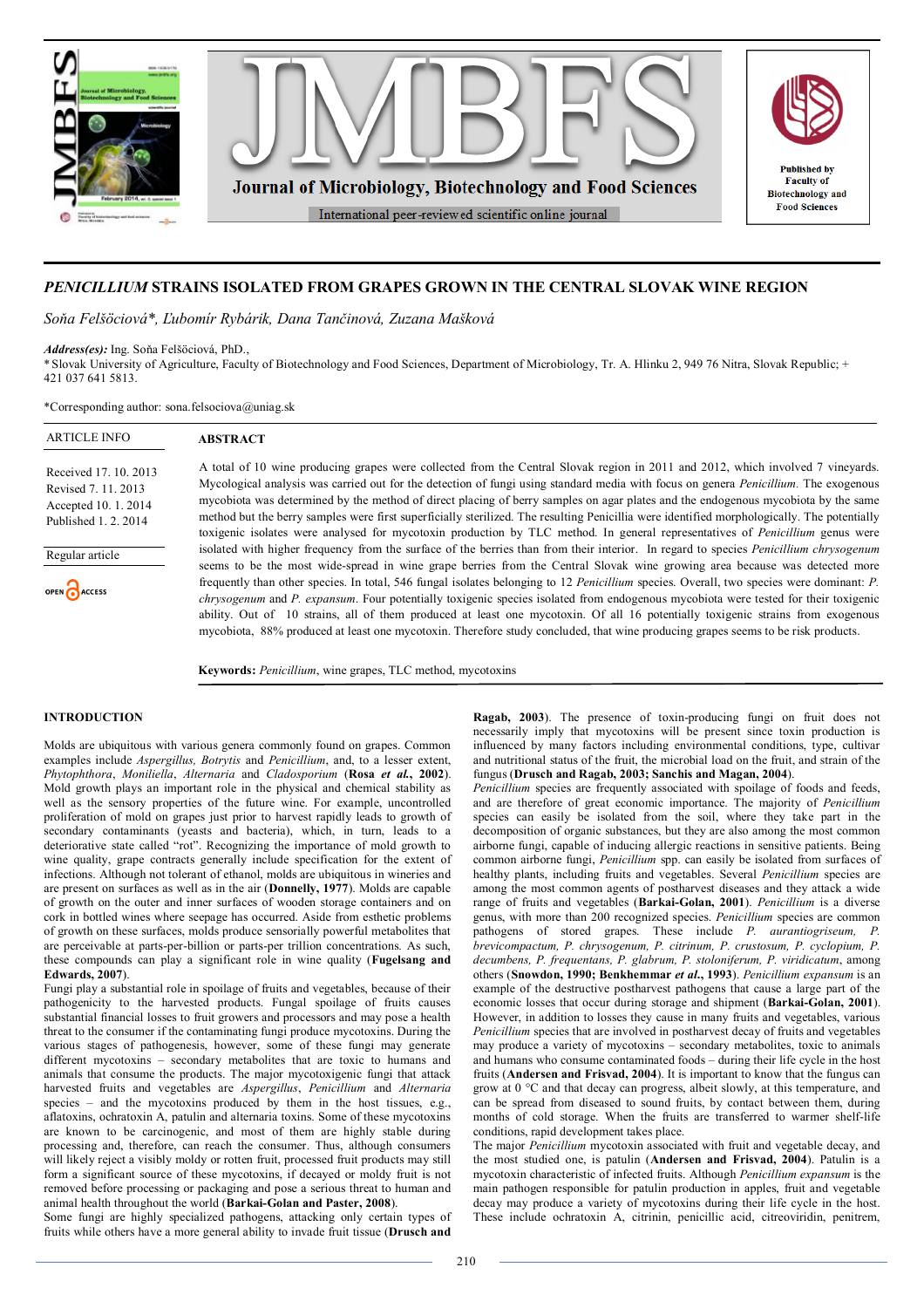# *PENICILLIUM* STRAINS ISOLATED FROM GRAPES GROWN IN THE CENTRAL SLOVAK WINE REGION

*Soňa Felšöciová\*, Ľubomír Rybárik, Dana Tančinová, Zuzana Mašková*

***Address(es):*** Ing. Soňa Felšöciová, PhD.,
\* Slovak University of Agriculture, Faculty of Biotechnology and Food Sciences, Department of Microbiology, Tr. A. Hlinku 2, 949 76 Nitra, Slovak Republic; + 421 037 641 5813.

\*Corresponding author: sona.felsociova@uniag.sk

| ARTICLE INFO |
|---|
| Received 17. 10. 2013 |
| Revised 7. 11. 2013 |
| Accepted 10. 1. 2014 |
| Published 1. 2. 2014 |
| Regular article |
| OPEN ACCESS |

## ABSTRACT

A total of 10 wine producing grapes were collected from the Central Slovak region in 2011 and 2012, which involved 7 vineyards. Mycological analysis was carried out for the detection of fungi using standard media with focus on genera *Penicillium.* The exogenous mycobiota was determined by the method of direct placing of berry samples on agar plates and the endogenous mycobiota by the same method but the berry samples were first superficially sterilized. The resulting Penicillia were identified morphologically. The potentially toxigenic isolates were analysed for mycotoxin production by TLC method. In general representatives of *Penicillium* genus were isolated with higher frequency from the surface of the berries than from their interior. In regard to species *Penicillium chrysogenum* seems to be the most wide-spread in wine grape berries from the Central Slovak wine growing area because was detected more frequently than other species. In total, 546 fungal isolates belonging to 12 *Penicillium* species. Overall, two species were dominant: *P. chrysogenum* and *P. expansum*. Four potentially toxigenic species isolated from endogenous mycobiota were tested for their toxigenic ability. Out of 10 strains, all of them produced at least one mycotoxin. Of all 16 potentially toxigenic strains from exogenous mycobiota, 88% produced at least one mycotoxin. Therefore study concluded, that wine producing grapes seems to be risk products.

**Keywords:** *Penicillium*, wine grapes, TLC method, mycotoxins

## INTRODUCTION

Molds are ubiquitous with various genera commonly found on grapes. Common examples include *Aspergillus, Botrytis* and *Penicillium* and, to a lesser extent, *Phytophthora*, *Moniliella*, *Alternaria* and *Cladosporium* (**Rosa *et al.*, 2002**). Mold growth plays an important role in the physical and chemical stability as well as the sensory properties of the future wine. For example, uncontrolled proliferation of mold on grapes just prior to harvest rapidly leads to growth of secondary contaminants (yeasts and bacteria), which, in turn, leads to a deteriorative state called "rot". Recognizing the importance of mold growth to wine quality, grape contracts generally include specification for the extent of infections. Although not tolerant of ethanol, molds are ubiquitous in wineries and are present on surfaces as well as in the air (**Donnelly, 1977**). Molds are capable of growth on the outer and inner surfaces of wooden storage containers and on cork in bottled wines where seepage has occurred. Aside from esthetic problems of growth on these surfaces, molds produce sensorially powerful metabolites that are perceivable at parts-per-billion or parts-per trillion concentrations. As such, these compounds can play a significant role in wine quality (**Fugelsang and Edwards, 2007**).

Fungi play a substantial role in spoilage of fruits and vegetables, because of their pathogenicity to the harvested products. Fungal spoilage of fruits causes substantial financial losses to fruit growers and processors and may pose a health threat to the consumer if the contaminating fungi produce mycotoxins. During the various stages of pathogenesis, however, some of these fungi may generate different mycotoxins – secondary metabolites that are toxic to humans and animals that consume the products. The major mycotoxigenic fungi that attack harvested fruits and vegetables are *Aspergillus*, *Penicillium* and *Alternaria* species – and the mycotoxins produced by them in the host tissues, e.g., aflatoxins, ochratoxin A, patulin and alternaria toxins. Some of these mycotoxins are known to be carcinogenic, and most of them are highly stable during processing and, therefore, can reach the consumer. Thus, although consumers will likely reject a visibly moldy or rotten fruit, processed fruit products may still form a significant source of these mycotoxins, if decayed or moldy fruit is not removed before processing or packaging and pose a serious threat to human and animal health throughout the world (**Barkai-Golan and Paster, 2008**).

Some fungi are highly specialized pathogens, attacking only certain types of fruits while others have a more general ability to invade fruit tissue (**Drusch and Ragab, 2003**). The presence of toxin-producing fungi on fruit does not necessarily imply that mycotoxins will be present since toxin production is influenced by many factors including environmental conditions, type, cultivar and nutritional status of the fruit, the microbial load on the fruit, and strain of the fungus (**Drusch and Ragab, 2003; Sanchis and Magan, 2004**).

*Penicillium* species are frequently associated with spoilage of foods and feeds, and are therefore of great economic importance. The majority of *Penicillium* species can easily be isolated from the soil, where they take part in the decomposition of organic substances, but they are also among the most common airborne fungi, capable of inducing allergic reactions in sensitive patients. Being common airborne fungi, *Penicillium* spp. can easily be isolated from surfaces of healthy plants, including fruits and vegetables. Several *Penicillium* species are among the most common agents of postharvest diseases and they attack a wide range of fruits and vegetables (**Barkai-Golan, 2001**). *Penicillium* is a diverse genus, with more than 200 recognized species. *Penicillium* species are common pathogens of stored grapes. These include *P. aurantiogriseum, P. brevicompactum, P. chrysogenum, P. citrinum, P. crustosum, P. cyclopium, P. decumbens, P. frequentans, P. glabrum, P. stoloniferum, P. viridicatum*, among others (**Snowdon, 1990; Benkhemmar *et al.*, 1993**). *Penicillium expansum* is an example of the destructive postharvest pathogens that cause a large part of the economic losses that occur during storage and shipment (**Barkai-Golan, 2001**). However, in addition to losses they cause in many fruits and vegetables, various *Penicillium* species that are involved in postharvest decay of fruits and vegetables may produce a variety of mycotoxins – secondary metabolites, toxic to animals and humans who consume contaminated foods – during their life cycle in the host fruits (**Andersen and Frisvad, 2004**). It is important to know that the fungus can grow at 0 °C and that decay can progress, albeit slowly, at this temperature, and can be spread from diseased to sound fruits, by contact between them, during months of cold storage. When the fruits are transferred to warmer shelf-life conditions, rapid development takes place.

The major *Penicillium* mycotoxin associated with fruit and vegetable decay, and the most studied one, is patulin (**Andersen and Frisvad, 2004**). Patulin is a mycotoxin characteristic of infected fruits. Although *Penicillium expansum* is the main pathogen responsible for patulin production in apples, fruit and vegetable decay may produce a variety of mycotoxins during their life cycle in the host. These include ochratoxin A, citrinin, penicillic acid, citreoviridin, penitrem,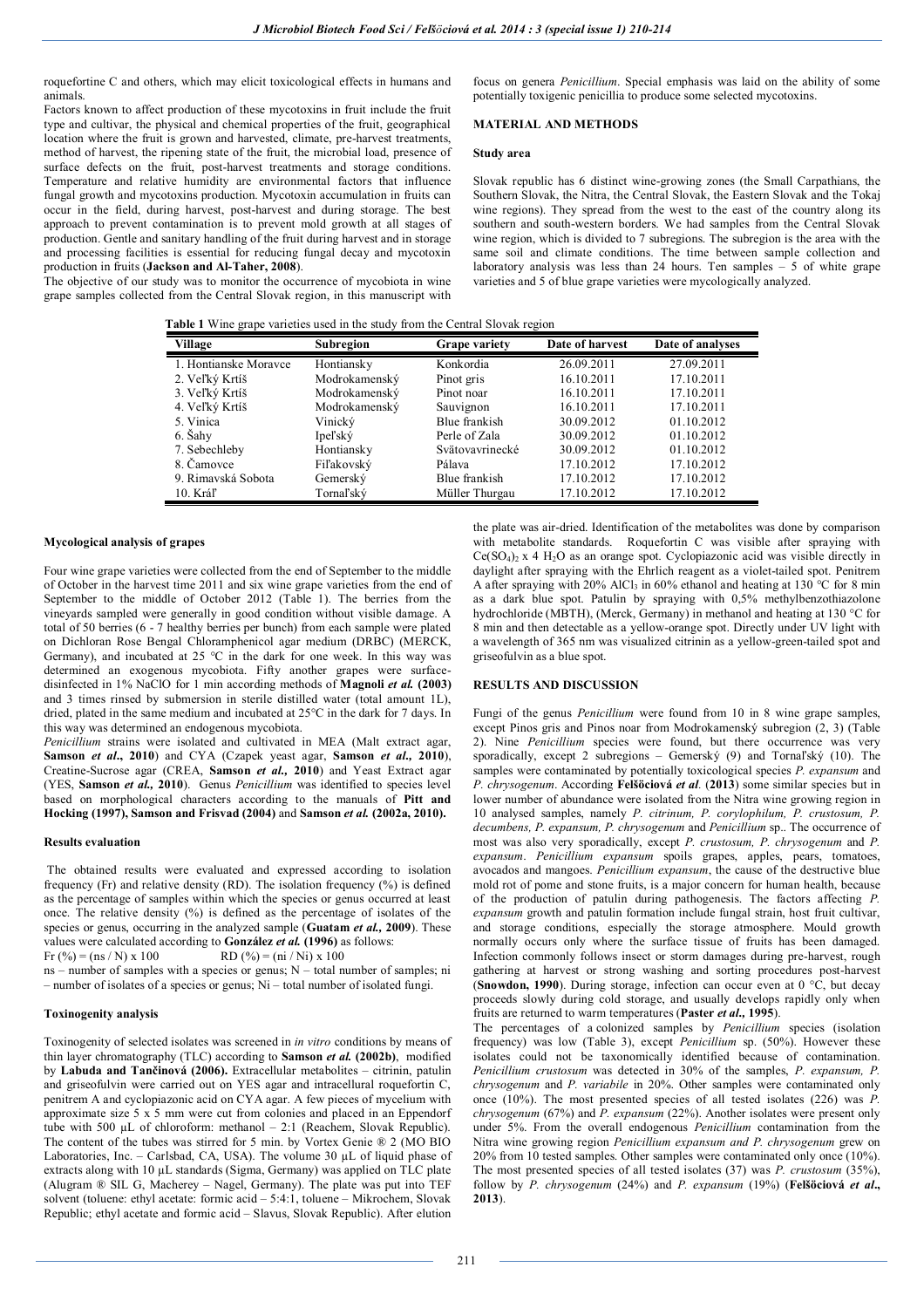roquefortine C and others, which may elicit toxicological effects in humans and animals.

Factors known to affect production of these mycotoxins in fruit include the fruit type and cultivar, the physical and chemical properties of the fruit, geographical location where the fruit is grown and harvested, climate, pre-harvest treatments, method of harvest, the ripening state of the fruit, the microbial load, presence of surface defects on the fruit, post-harvest treatments and storage conditions. Temperature and relative humidity are environmental factors that influence fungal growth and mycotoxins production. Mycotoxin accumulation in fruits can occur in the field, during harvest, post-harvest and during storage. The best approach to prevent contamination is to prevent mold growth at all stages of production. Gentle and sanitary handling of the fruit during harvest and in storage and processing facilities is essential for reducing fungal decay and mycotoxin production in fruits (**Jackson and Al-Taher, 2008**).

The objective of our study was to monitor the occurrence of mycobiota in wine grape samples collected from the Central Slovak region, in this manuscript with focus on genera *Penicillium*. Special emphasis was laid on the ability of some potentially toxigenic penicillia to produce some selected mycotoxins.

## MATERIAL AND METHODS

### Study area

Slovak republic has 6 distinct wine-growing zones (the Small Carpathians, the Southern Slovak, the Nitra, the Central Slovak, the Eastern Slovak and the Tokaj wine regions). They spread from the west to the east of the country along its southern and south-western borders. We had samples from the Central Slovak wine region, which is divided to 7 subregions. The subregion is the area with the same soil and climate conditions. The time between sample collection and laboratory analysis was less than 24 hours. Ten samples – 5 of white grape varieties and 5 of blue grape varieties were mycologically analyzed.

**Table 1** Wine grape varieties used in the study from the Central Slovak region

| Village | Subregion | Grape variety | Date of harvest | Date of analyses |
|---|---|---|---|---|
| 1. Hontianske Moravce | Hontiansky | Konkordia | 26.09.2011 | 27.09.2011 |
| 2. Veľký Krtíš | Modrokamenský | Pinot gris | 16.10.2011 | 17.10.2011 |
| 3. Veľký Krtíš | Modrokamenský | Pinot noar | 16.10.2011 | 17.10.2011 |
| 4. Veľký Krtíš | Modrokamenský | Sauvignon | 16.10.2011 | 17.10.2011 |
| 5. Vinica | Vinický | Blue frankish | 30.09.2012 | 01.10.2012 |
| 6. Šahy | Ipeľský | Perle of Zala | 30.09.2012 | 01.10.2012 |
| 7. Sebechleby | Hontiansky | Svätovavrinecké | 30.09.2012 | 01.10.2012 |
| 8. Čamovce | Fiľakovský | Pálava | 17.10.2012 | 17.10.2012 |
| 9. Rimavská Sobota | Gemerský | Blue frankish | 17.10.2012 | 17.10.2012 |
| 10. Kráľ | Tornaľský | Müller Thurgau | 17.10.2012 | 17.10.2012 |

### Mycological analysis of grapes

Four wine grape varieties were collected from the end of September to the middle of October in the harvest time 2011 and six wine grape varieties from the end of September to the middle of October 2012 (Table 1). The berries from the vineyards sampled were generally in good condition without visible damage. A total of 50 berries (6 - 7 healthy berries per bunch) from each sample were plated on Dichloran Rose Bengal Chloramphenicol agar medium (DRBC) (MERCK, Germany), and incubated at 25 °C in the dark for one week. In this way was determined an exogenous mycobiota. Fifty another grapes were surface-disinfected in 1% NaClO for 1 min according methods of **Magnoli *et al.* (2003)** and 3 times rinsed by submersion in sterile distilled water (total amount 1L), dried, plated in the same medium and incubated at 25°C in the dark for 7 days. In this way was determined an endogenous mycobiota.

*Penicillium* strains were isolated and cultivated in MEA (Malt extract agar, **Samson *et al*., 2010**) and CYA (Czapek yeast agar, **Samson *et al*., 2010**), Creatine-Sucrose agar (CREA, **Samson *et al*., 2010**) and Yeast Extract agar (YES, **Samson *et al*., 2010**). Genus *Penicillium* was identified to species level based on morphological characters according to the manuals of **Pitt and Hocking (1997), Samson and Frisvad (2004)** and **Samson *et al.* (2002a, 2010).**

### Results evaluation

The obtained results were evaluated and expressed according to isolation frequency (Fr) and relative density (RD). The isolation frequency (%) is defined as the percentage of samples within which the species or genus occurred at least once. The relative density (%) is defined as the percentage of isolates of the species or genus, occurring in the analyzed sample (**Guatam *et al*., 2009**). These values were calculated according to **González *et al.* (1996)** as follows:

$$Fr\ (\%) = (ns / N) \times 100 \qquad RD\ (\%) = (ni / Ni) \times 100$$

ns – number of samples with a species or genus; N – total number of samples; ni – number of isolates of a species or genus; Ni – total number of isolated fungi.

### Toxinogenity analysis

Toxinogenity of selected isolates was screened in *in vitro* conditions by means of thin layer chromatography (TLC) according to **Samson *et al.* (2002b)**, modified by **Labuda and Tančinová (2006).** Extracellular metabolites – citrinin, patulin and griseofulvin were carried out on YES agar and intracellular roquefortin C, penitrem A and cyclopiazonic acid on CYA agar. A few pieces of mycelium with approximate size 5 x 5 mm were cut from colonies and placed in an Eppendorf tube with 500 µL of chloroform: methanol – 2:1 (Reachem, Slovak Republic). The content of the tubes was stirred for 5 min. by Vortex Genie ® 2 (MO BIO Laboratories, Inc. – Carlsbad, CA, USA). The volume 30 µL of liquid phase of extracts along with 10 µL standards (Sigma, Germany) was applied on TLC plate (Alugram ® SIL G, Macherey – Nagel, Germany). The plate was put into TEF solvent (toluene: ethyl acetate: formic acid – 5:4:1, toluene – Mikrochem, Slovak Republic; ethyl acetate and formic acid – Slavus, Slovak Republic). After elution the plate was air-dried. Identification of the metabolites was done by comparison with metabolite standards. Roquefortin C was visible after spraying with $Ce(SO_4)_2 \times 4\ H_2O$ as an orange spot. Cyclopiazonic acid was visible directly in daylight after spraying with the Ehrlich reagent as a violet-tailed spot. Penitrem A after spraying with 20% $AlCl_3$ in 60% ethanol and heating at 130 °C for 8 min as a dark blue spot. Patulin by spraying with 0,5% methylbenzothiazolone hydrochloride (MBTH), (Merck, Germany) in methanol and heating at 130 °C for 8 min and then detectable as a yellow-orange spot. Directly under UV light with a wavelength of 365 nm was visualized citrinin as a yellow-green-tailed spot and griseofulvin as a blue spot.

## RESULTS AND DISCUSSION

Fungi of the genus *Penicillium* were found from 10 in 8 wine grape samples, except Pinos gris and Pinos noar from Modrokamenský subregion (2, 3) (Table 2). Nine *Penicillium* species were found, but there occurrence was very sporadically, except 2 subregions – Gemerský (9) and Tornaľský (10). The samples were contaminated by potentially toxicological species *P. expansum* and *P. chrysogenum*. According **Felšöciová *et al.* (2013)** some similar species but in lower number of abundance were isolated from the Nitra wine growing region in 10 analysed samples, namely *P. citrinum, P. corylophilum, P. crustosum, P. decumbens, P. expansum, P. chrysogenum* and *Penicillium* sp.. The occurrence of most was also very sporadically, except *P. crustosum, P. chrysogenum* and *P. expansum*. *Penicillium expansum* spoils grapes, apples, pears, tomatoes, avocados and mangoes. *Penicillium expansum*, the cause of the destructive blue mold rot of pome and stone fruits, is a major concern for human health, because of the production of patulin during pathogenesis. The factors affecting *P. expansum* growth and patulin formation include fungal strain, host fruit cultivar, and storage conditions, especially the storage atmosphere. Mould growth normally occurs only where the surface tissue of fruits has been damaged. Infection commonly follows insect or storm damages during pre-harvest, rough gathering at harvest or strong washing and sorting procedures post-harvest (**Snowdon, 1990**). During storage, infection can occur even at 0 °C, but decay proceeds slowly during cold storage, and usually develops rapidly only when fruits are returned to warm temperatures (**Paster *et al*., 1995**).

The percentages of a colonized samples by *Penicillium* species (isolation frequency) was low (Table 3), except *Penicillium* sp. (50%). However these isolates could not be taxonomically identified because of contamination. *Penicillium crustosum* was detected in 30% of the samples, *P. expansum, P. chrysogenum* and *P. variabile* in 20%. Other samples were contaminated only once (10%). The most presented species of all tested isolates (226) was *P. chrysogenum* (67%) and *P. expansum* (22%). Another isolates were present only under 5%. From the overall endogenous *Penicillium* contamination from the Nitra wine growing region *Penicillium expansum and P. chrysogenum* grew on 20% from 10 tested samples. Other samples were contaminated only once (10%). The most presented species of all tested isolates (37) was *P. crustosum* (35%), follow by *P. chrysogenum* (24%) and *P. expansum* (19%) (**Felšöciová *et al*., 2013**).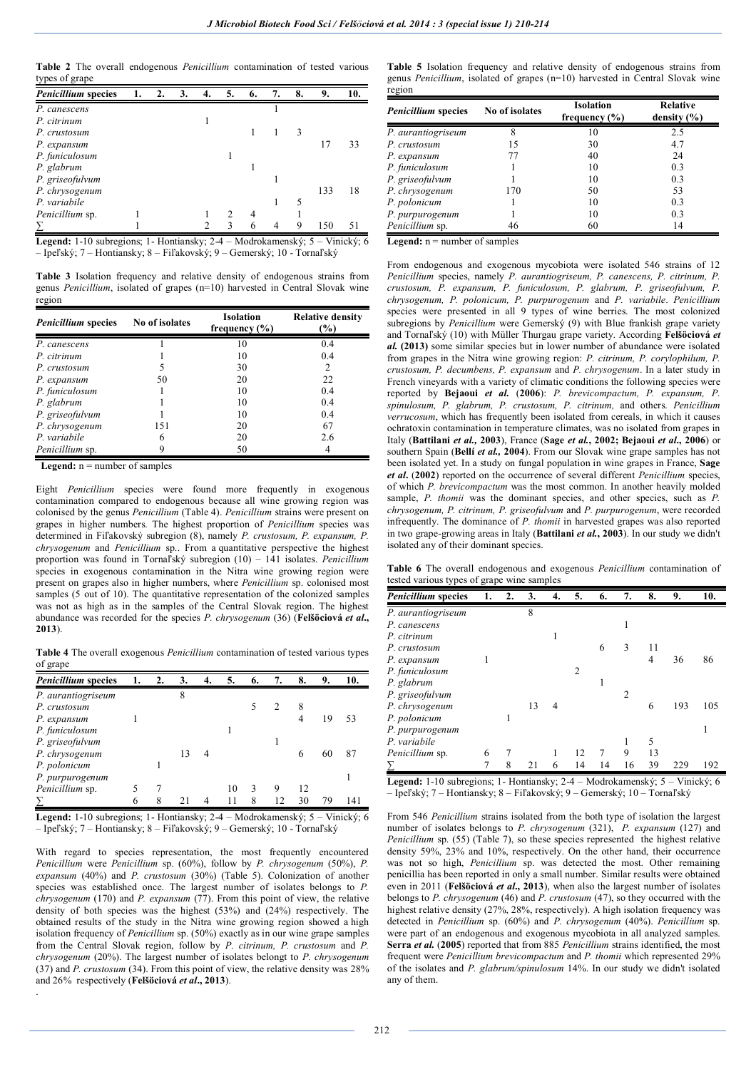**Table 2** The overall endogenous *Penicillium* contamination of tested various types of grape

| *Penicillium* species | 1. | 2. | 3. | 4. | 5. | 6. | 7. | 8. | 9. | 10. |
|---|---|---|---|---|---|---|---|---|---|---|
| *P. canescens* | | | | | | | 1 | | | |
| *P. citrinum* | | | | 1 | | | | | | |
| *P. crustosum* | | | | | | 1 | 1 | 3 | | |
| *P. expansum* | | | | | | | | | 17 | 33 |
| *P. funiculosum* | | | | | 1 | | | | | |
| *P. glabrum* | | | | | | 1 | | | | |
| *P. griseofulvum* | | | | | | | 1 | | | |
| *P. chrysogenum* | | | | | | | | | 133 | 18 |
| *P. variabile* | | | | | | | 1 | 5 | | |
| *Penicillium* sp. | 1 | | | 1 | 2 | 4 | | 1 | | |
| ∑ | 1 | | | 2 | 3 | 6 | 4 | 9 | 150 | 51 |

**Legend:** 1-10 subregions; 1- Hontiansky; 2-4 – Modrokamenský; 5 – Vinický; 6 – Ipeľský; 7 – Hontiansky; 8 – Fiľakovský; 9 – Gemerský; 10 - Tornaľský

**Table 3** Isolation frequency and relative density of endogenous strains from genus *Penicillium*, isolated of grapes (n=10) harvested in Central Slovak wine region

| *Penicillium* species | No of isolates | Isolation frequency (%) | Relative density (%) |
|---|---|---|---|
| *P. canescens* | 1 | 10 | 0.4 |
| *P. citrinum* | 1 | 10 | 0.4 |
| *P. crustosum* | 5 | 30 | 2 |
| *P. expansum* | 50 | 20 | 22 |
| *P. funiculosum* | 1 | 10 | 0.4 |
| *P. glabrum* | 1 | 10 | 0.4 |
| *P. griseofulvum* | 1 | 10 | 0.4 |
| *P. chrysogenum* | 151 | 20 | 67 |
| *P. variabile* | 6 | 20 | 2.6 |
| *Penicillium* sp. | 9 | 50 | 4 |

**Legend:** n = number of samples

Eight *Penicillium* species were found more frequently in exogenous contamination compared to endogenous because all wine growing region was colonised by the genus *Penicillium* (Table 4). *Penicillium* strains were present on grapes in higher numbers. The highest proportion of *Penicillium* species was determined in Fiľakovský subregion (8), namely *P. crustosum, P. expansum, P. chrysogenum* and *Penicillium* sp.. From a quantitative perspective the highest proportion was found in Tornaľský subregion (10) – 141 isolates. *Penicillium* species in exogenous contamination in the Nitra wine growing region were present on grapes also in higher numbers, where *Penicillium* sp. colonised most samples (5 out of 10). The quantitative representation of the colonized samples was not as high as in the samples of the Central Slovak region. The highest abundance was recorded for the species *P. chrysogenum* (36) (**Felšöciová *et al*., 2013**).

**Table 4** The overall exogenous *Penicillium* contamination of tested various types of grape

| *Penicillium* species | 1. | 2. | 3. | 4. | 5. | 6. | 7. | 8. | 9. | 10. |
|---|---|---|---|---|---|---|---|---|---|---|
| *P. aurantiogriseum* | | | 8 | | | | | | | |
| *P. crustosum* | | | | | | 5 | 2 | 8 | | |
| *P. expansum* | 1 | | | | | | | 4 | 19 | 53 |
| *P. funiculosum* | | | | | 1 | | | | | |
| *P. griseofulvum* | | | | | | | 1 | | | |
| *P. chrysogenum* | | | 13 | 4 | | | | 6 | 60 | 87 |
| *P. polonicum* | | 1 | | | | | | | | |
| *P. purpurogenum* | | | | | | | | | | 1 |
| *Penicillium* sp. | 5 | 7 | | | 10 | 3 | 9 | 12 | | |
| ∑ | 6 | 8 | 21 | 4 | 11 | 8 | 12 | 30 | 79 | 141 |

**Legend:** 1-10 subregions; 1- Hontiansky; 2-4 – Modrokamenský; 5 – Vinický; 6 – Ipeľský; 7 – Hontiansky; 8 – Fiľakovský; 9 – Gemerský; 10 - Tornaľský

With regard to species representation, the most frequently encountered *Penicillium* were *Penicillium* sp. (60%), follow by *P. chrysogenum* (50%), *P. expansum* (40%) and *P. crustosum* (30%) (Table 5). Colonization of another species was established once. The largest number of isolates belongs to *P. chrysogenum* (170) and *P. expansum* (77). From this point of view, the relative density of both species was the highest (53%) and (24%) respectively. The obtained results of the study in the Nitra wine growing region showed a high isolation frequency of *Penicillium* sp. (50%) exactly as in our wine grape samples from the Central Slovak region, follow by *P. citrinum, P. crustosum* and *P. chrysogenum* (20%). The largest number of isolates belongt to *P. chrysogenum* (37) and *P. crustosum* (34). From this point of view, the relative density was 28% and 26% respectively (**Felšöciová *et al*., 2013**).

**Table 5** Isolation frequency and relative density of endogenous strains from genus *Penicillium*, isolated of grapes (n=10) harvested in Central Slovak wine region

| *Penicillium* species | No of isolates | Isolation frequency (%) | Relative density (%) |
|---|---|---|---|
| *P. aurantiogriseum* | 8 | 10 | 2.5 |
| *P. crustosum* | 15 | 30 | 4.7 |
| *P. expansum* | 77 | 40 | 24 |
| *P. funiculosum* | 1 | 10 | 0.3 |
| *P. griseofulvum* | 1 | 10 | 0.3 |
| *P. chrysogenum* | 170 | 50 | 53 |
| *P. polonicum* | 1 | 10 | 0.3 |
| *P. purpurogenum* | 1 | 10 | 0.3 |
| *Penicillium* sp. | 46 | 60 | 14 |

**Legend:** n = number of samples

From endogenous and exogenous mycobiota were isolated 546 strains of 12 *Penicillium* species, namely *P. aurantiogriseum, P. canescens, P. citrinum, P. crustosum, P. expansum, P. funiculosum, P. glabrum, P. griseofulvum, P. chrysogenum, P. polonicum, P. purpurogenum* and *P. variabile*. *Penicillium* species were presented in all 9 types of wine berries. The most colonized subregions by *Penicillium* were Gemerský (9) with Blue frankish grape variety and Tornaľský (10) with Müller Thurgau grape variety. According **Felšöciová *et al.* (2013)** some similar species but in lower number of abundance were isolated from grapes in the Nitra wine growing region: *P. citrinum, P. corylophilum, P. crustosum, P. decumbens, P. expansum* and *P. chrysogenum*. In a later study in French vineyards with a variety of climatic conditions the following species were reported by **Bejaoui *et al.* (2006)**: *P. brevicompactum, P. expansum, P. spinulosum, P. glabrum, P. crustosum, P. citrinum,* and others. *Penicillium verrucosum*, which has frequently been isolated from cereals, in which it causes ochratoxin contamination in temperature climates, was no isolated from grapes in Italy (**Battilani *et al.*, 2003**), France (**Sage *et al.*, 2002; Bejaoui *et al*., 2006**) or southern Spain (**Bellí *et al.*, 2004**). From our Slovak wine grape samples has not been isolated yet. In a study on fungal population in wine grapes in France, **Sage *et al*. (2002)** reported on the occurrence of several different *Penicillium* species, of which *P. brevicompactum* was the most common. In another heavily molded sample, *P. thomii* was the dominant species, and other species, such as *P. chrysogenum, P. citrinum, P. griseofulvum* and *P. purpurogenum*, were recorded infrequently. The dominance of *P. thomii* in harvested grapes was also reported in two grape-growing areas in Italy (**Battilani *et al.*, 2003**). In our study we didn't isolated any of their dominant species.

**Table 6** The overall endogenous and exogenous *Penicillium* contamination of tested various types of grape wine samples

| *Penicillium* species | 1. | 2. | 3. | 4. | 5. | 6. | 7. | 8. | 9. | 10. |
|---|---|---|---|---|---|---|---|---|---|---|
| *P. aurantiogriseum* | | | 8 | | | | | | | |
| *P. canescens* | | | | | | | 1 | | | |
| *P. citrinum* | | | | 1 | | | | | | |
| *P. crustosum* | | | | | | 6 | 3 | 11 | | |
| *P. expansum* | 1 | | | | | | | 4 | 36 | 86 |
| *P. funiculosum* | | | | | 2 | | | | | |
| *P. glabrum* | | | | | | 1 | | | | |
| *P. griseofulvum* | | | | | | | 2 | | | |
| *P. chrysogenum* | | | 13 | 4 | | | | 6 | 193 | 105 |
| *P. polonicum* | | 1 | | | | | | | | |
| *P. purpurogenum* | | | | | | | | | | 1 |
| *P. variabile* | | | | | | | 1 | 5 | | |
| *Penicillium* sp. | 6 | 7 | | 1 | 12 | 7 | 9 | 13 | | |
| ∑ | 7 | 8 | 21 | 6 | 14 | 14 | 16 | 39 | 229 | 192 |

**Legend:** 1-10 subregions; 1- Hontiansky; 2-4 – Modrokamenský; 5 – Vinický; 6 – Ipeľský; 7 – Hontiansky; 8 – Fiľakovský; 9 – Gemerský; 10 – Tornaľský

From 546 *Penicillium* strains isolated from the both type of isolation the largest number of isolates belongs to *P. chrysogenum* (321), *P. expansum* (127) and *Penicillium* sp. (55) (Table 7), so these species represented the highest relative density 59%, 23% and 10%, respectively. On the other hand, their occurrence was not so high, *Penicillium* sp. was detected the most. Other remaining penicillia has been reported in only a small number. Similar results were obtained even in 2011 (**Felšöciová *et al*., 2013**), when also the largest number of isolates belongs to *P. chrysogenum* (46) and *P. crustosum* (47), so they occurred with the highest relative density (27%, 28%, respectively). A high isolation frequency was detected in *Penicillium* sp. (60%) and *P. chrysogenum* (40%). *Penicillium* sp. were part of an endogenous and exogenous mycobiota in all analyzed samples. **Serra *et al.* (2005)** reported that from 885 *Penicillium* strains identified, the most frequent were *Penicillium brevicompactum* and *P. thomii* which represented 29% of the isolates and *P. glabrum/spinulosum* 14%. In our study we didn't isolated any of them.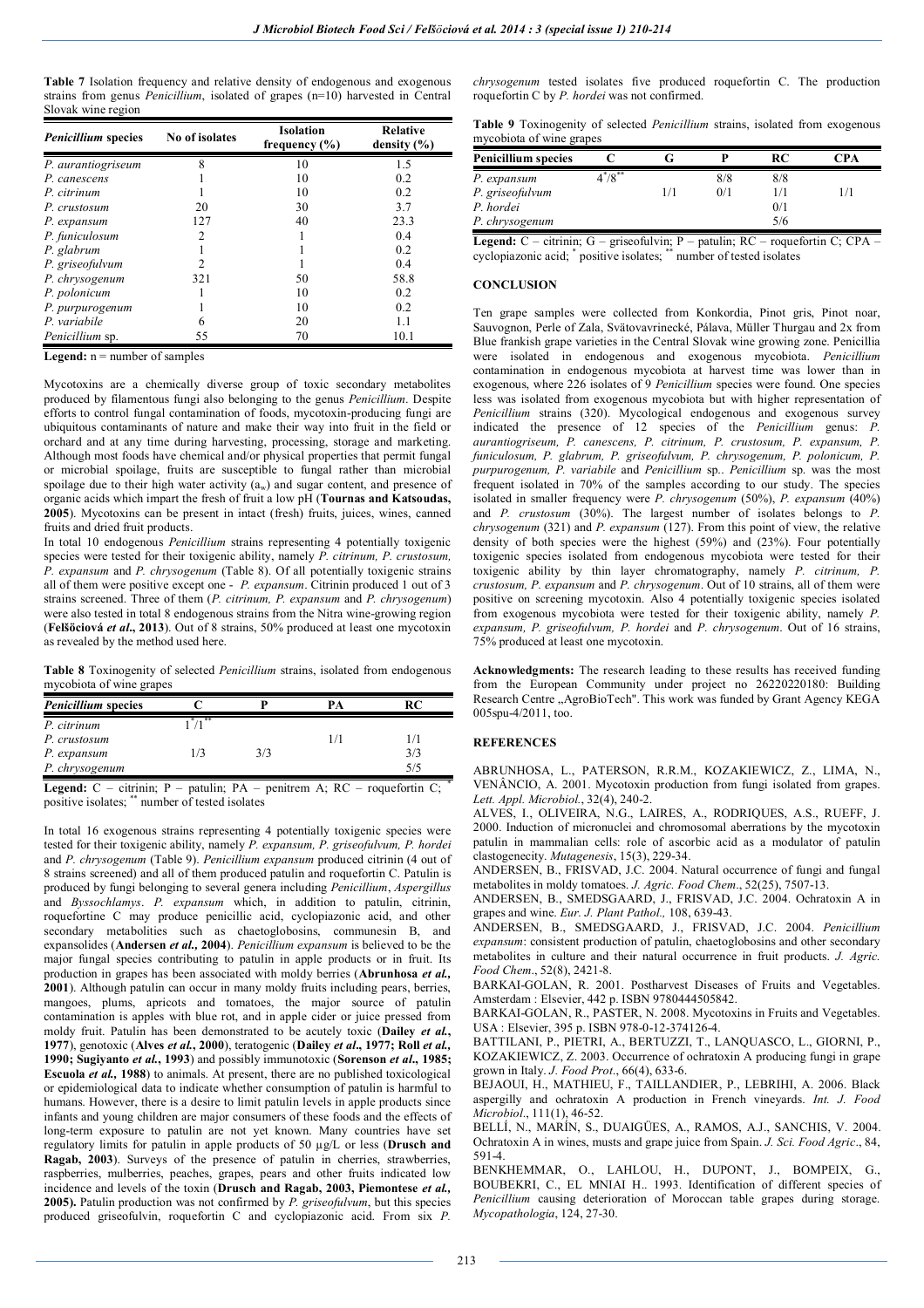**Table 7** Isolation frequency and relative density of endogenous and exogenous strains from genus *Penicillium*, isolated of grapes (n=10) harvested in Central Slovak wine region

| *Penicillium* species | No of isolates | Isolation frequency (%) | Relative density (%) |
|---|---|---|---|
| *P. aurantiogriseum* | 8 | 10 | 1.5 |
| *P. canescens* | 1 | 10 | 0.2 |
| *P. citrinum* | 1 | 10 | 0.2 |
| *P. crustosum* | 20 | 30 | 3.7 |
| *P. expansum* | 127 | 40 | 23.3 |
| *P. funiculosum* | 2 | 1 | 0.4 |
| *P. glabrum* | 1 | 1 | 0.2 |
| *P. griseofulvum* | 2 | 1 | 0.4 |
| *P. chrysogenum* | 321 | 50 | 58.8 |
| *P. polonicum* | 1 | 10 | 0.2 |
| *P. purpurogenum* | 1 | 10 | 0.2 |
| *P. variabile* | 6 | 20 | 1.1 |
| *Penicillium* sp. | 55 | 70 | 10.1 |

**Legend:** n = number of samples

Mycotoxins are a chemically diverse group of toxic secondary metabolites produced by filamentous fungi also belonging to the genus *Penicillium*. Despite efforts to control fungal contamination of foods, mycotoxin-producing fungi are ubiquitous contaminants of nature and make their way into fruit in the field or orchard and at any time during harvesting, processing, storage and marketing. Although most foods have chemical and/or physical properties that permit fungal or microbial spoilage, fruits are susceptible to fungal rather than microbial spoilage due to their high water activity ($a_w$) and sugar content, and presence of organic acids which impart the fresh of fruit a low pH (**Tournas and Katsoudas, 2005**). Mycotoxins can be present in intact (fresh) fruits, juices, wines, canned fruits and dried fruit products.

In total 10 endogenous *Penicillium* strains representing 4 potentially toxigenic species were tested for their toxigenic ability, namely *P. citrinum, P. crustosum, P. expansum* and *P. chrysogenum* (Table 8). Of all potentially toxigenic strains all of them were positive except one - *P. expansum*. Citrinin produced 1 out of 3 strains screened. Three of them (*P. citrinum, P. expansum* and *P. chrysogenum*) were also tested in total 8 endogenous strains from the Nitra wine-growing region (**Felšöciová *et al*., 2013**). Out of 8 strains, 50% produced at least one mycotoxin as revealed by the method used here.

**Table 8** Toxinogenity of selected *Penicillium* strains, isolated from endogenous mycobiota of wine grapes

| *Penicillium* species | C | P | PA | RC |
|---|---|---|---|---|
| *P. citrinum* | 1*/1** | | | |
| *P. crustosum* | | | 1/1 | 1/1 |
| *P. expansum* | 1/3 | 3/3 | | 3/3 |
| *P. chrysogenum* | | | | 5/5 |

**Legend:** C – citrinin; P – patulin; PA – penitrem A; RC – roquefortin C; * positive isolates; ** number of tested isolates

In total 16 exogenous strains representing 4 potentially toxigenic species were tested for their toxigenic ability, namely *P. expansum, P. griseofulvum, P. hordei* and *P. chrysogenum* (Table 9). *Penicillium expansum* produced citrinin (4 out of 8 strains screened) and all of them produced patulin and roquefortin C. Patulin is produced by fungi belonging to several genera including *Penicillium*, *Aspergillus* and *Byssochlamys*. *P. expansum* which, in addition to patulin, citrinin, roquefortine C may produce penicillic acid, cyclopiazonic acid, and other secondary metabolites such as chaetoglobosins, communesin B, and expansolides (**Andersen *et al.*, 2004**). *Penicillium expansum* is believed to be the major fungal species contributing to patulin in apple products or in fruit. Its production in grapes has been associated with moldy berries (**Abrunhosa *et al.*, 2001**). Although patulin can occur in many moldy fruits including pears, berries, mangoes, plums, apricots and tomatoes, the major source of patulin contamination is apples with blue rot, and in apple cider or juice pressed from moldy fruit. Patulin has been demonstrated to be acutely toxic (**Dailey *et al.*, 1977**), genotoxic (**Alves *et al.*, 2000**), teratogenic (**Dailey *et al*., 1977; Roll *et al.*, 1990; Sugiyanto *et al.*, 1993**) and possibly immunotoxic (**Sorenson *et al*., 1985; Escuola *et al.*, 1988**) to animals. At present, there are no published toxicological or epidemiological data to indicate whether consumption of patulin is harmful to humans. However, there is a desire to limit patulin levels in apple products since infants and young children are major consumers of these foods and the effects of long-term exposure to patulin are not yet known. Many countries have set regulatory limits for patulin in apple products of 50 µg/L or less (**Drusch and Ragab, 2003**). Surveys of the presence of patulin in cherries, strawberries, raspberries, mulberries, peaches, grapes, pears and other fruits indicated low incidence and levels of the toxin (**Drusch and Ragab, 2003, Piemontese *et al.*, 2005**). Patulin production was not confirmed by *P. griseofulvum*, but this species produced griseofulvin, roquefortin C and cyclopiazonic acid. From six *P. chrysogenum* tested isolates five produced roquefortin C. The production roquefortin C by *P. hordei* was not confirmed.

**Table 9** Toxinogenity of selected *Penicillium* strains, isolated from exogenous mycobiota of wine grapes

| **Penicillium species** | C | G | P | RC | CPA |
|---|---|---|---|---|---|
| *P. expansum* | 4*/8** | | 8/8 | 8/8 | |
| *P. griseofulvum* | | 1/1 | 0/1 | 1/1 | 1/1 |
| *P. hordei* | | | | 0/1 | |
| *P. chrysogenum* | | | | 5/6 | |

**Legend:** C – citrinin; G – griseofulvin; P – patulin; RC – roquefortin C; CPA – cyclopiazonic acid; * positive isolates; ** number of tested isolates

## CONCLUSION

Ten grape samples were collected from Konkordia, Pinot gris, Pinot noar, Sauvognon, Perle of Zala, Svätovavrinecké, Pálava, Müller Thurgau and 2x from Blue frankish grape varieties in the Central Slovak wine growing zone. Penicillia were isolated in endogenous and exogenous mycobiota. *Penicillium* contamination in endogenous mycobiota at harvest time was lower than in exogenous, where 226 isolates of 9 *Penicillium* species were found. One species less was isolated from exogenous mycobiota but with higher representation of *Penicillium* strains (320). Mycological endogenous and exogenous survey indicated the presence of 12 species of the *Penicillium* genus: *P. aurantiogriseum, P. canescens, P. citrinum, P. crustosum, P. expansum, P. funiculosum, P. glabrum, P. griseofulvum, P. chrysogenum, P. polonicum, P. purpurogenum, P. variabile* and *Penicillium* sp.. *Penicillium* sp. was the most frequent isolated in 70% of the samples according to our study. The species isolated in smaller frequency were *P. chrysogenum* (50%), *P. expansum* (40%) and *P. crustosum* (30%). The largest number of isolates belongs to *P. chrysogenum* (321) and *P. expansum* (127). From this point of view, the relative density of both species were the highest (59%) and (23%). Four potentially toxigenic species isolated from endogenous mycobiota were tested for their toxigenic ability by thin layer chromatography, namely *P. citrinum, P. crustosum, P. expansum* and *P. chrysogenum*. Out of 10 strains, all of them were positive on screening mycotoxin. Also 4 potentially toxigenic species isolated from exogenous mycobiota were tested for their toxigenic ability, namely *P. expansum, P. griseofulvum, P. hordei* and *P. chrysogenum*. Out of 16 strains, 75% produced at least one mycotoxin.

**Acknowledgments:** The research leading to these results has received funding from the European Community under project no 26220220180: Building Research Centre „AgroBioTech". This work was funded by Grant Agency KEGA 005spu-4/2011, too.

## REFERENCES

ABRUNHOSA, L., PATERSON, R.R.M., KOZAKIEWICZ, Z., LIMA, N., VENÂNCIO, A. 2001. Mycotoxin production from fungi isolated from grapes. *Lett. Appl. Microbiol.*, 32(4), 240-2.

ALVES, I., OLIVEIRA, N.G., LAIRES, A., RODRIQUES, A.S., RUEFF, J. 2000. Induction of micronuclei and chromosomal aberrations by the mycotoxin patulin in mammalian cells: role of ascorbic acid as a modulator of patulin clastogenecity. *Mutagenesis*, 15(3), 229-34.

ANDERSEN, B., FRISVAD, J.C. 2004. Natural occurrence of fungi and fungal metabolites in moldy tomatoes. *J. Agric. Food Chem*., 52(25), 7507-13.

ANDERSEN, B., SMEDSGAARD, J., FRISVAD, J.C. 2004. Ochratoxin A in grapes and wine. *Eur. J. Plant Pathol.,* 108, 639-43.

ANDERSEN, B., SMEDSGAARD, J., FRISVAD, J.C. 2004. *Penicillium expansum*: consistent production of patulin, chaetoglobosins and other secondary metabolites in culture and their natural occurrence in fruit products. *J. Agric. Food Chem*., 52(8), 2421-8.

BARKAI-GOLAN, R. 2001. Postharvest Diseases of Fruits and Vegetables. Amsterdam : Elsevier, 442 p. ISBN 9780444505842.

BARKAI-GOLAN, R., PASTER, N. 2008. Mycotoxins in Fruits and Vegetables. USA : Elsevier, 395 p. ISBN 978-0-12-374126-4.

BATTILANI, P., PIETRI, A., BERTUZZI, T., LANQUASCO, L., GIORNI, P., KOZAKIEWICZ, Z. 2003. Occurrence of ochratoxin A producing fungi in grape grown in Italy. *J. Food Prot*., 66(4), 633-6.

BEJAOUI, H., MATHIEU, F., TAILLANDIER, P., LEBRIHI, A. 2006. Black aspergilly and ochratoxin A production in French vineyards. *Int. J. Food Microbiol*., 111(1), 46-52.

BELLÍ, N., MARÍN, S., DUAIGÜES, A., RAMOS, A.J., SANCHIS, V. 2004. Ochratoxin A in wines, musts and grape juice from Spain. *J. Sci. Food Agric*., 84, 591-4.

BENKHEMMAR, O., LAHLOU, H., DUPONT, J., BOMPEIX, G., BOUBEKRI, C., EL MNIAI H.. 1993. Identification of different species of *Penicillium* causing deterioration of Moroccan table grapes during storage. *Mycopathologia*, 124, 27-30.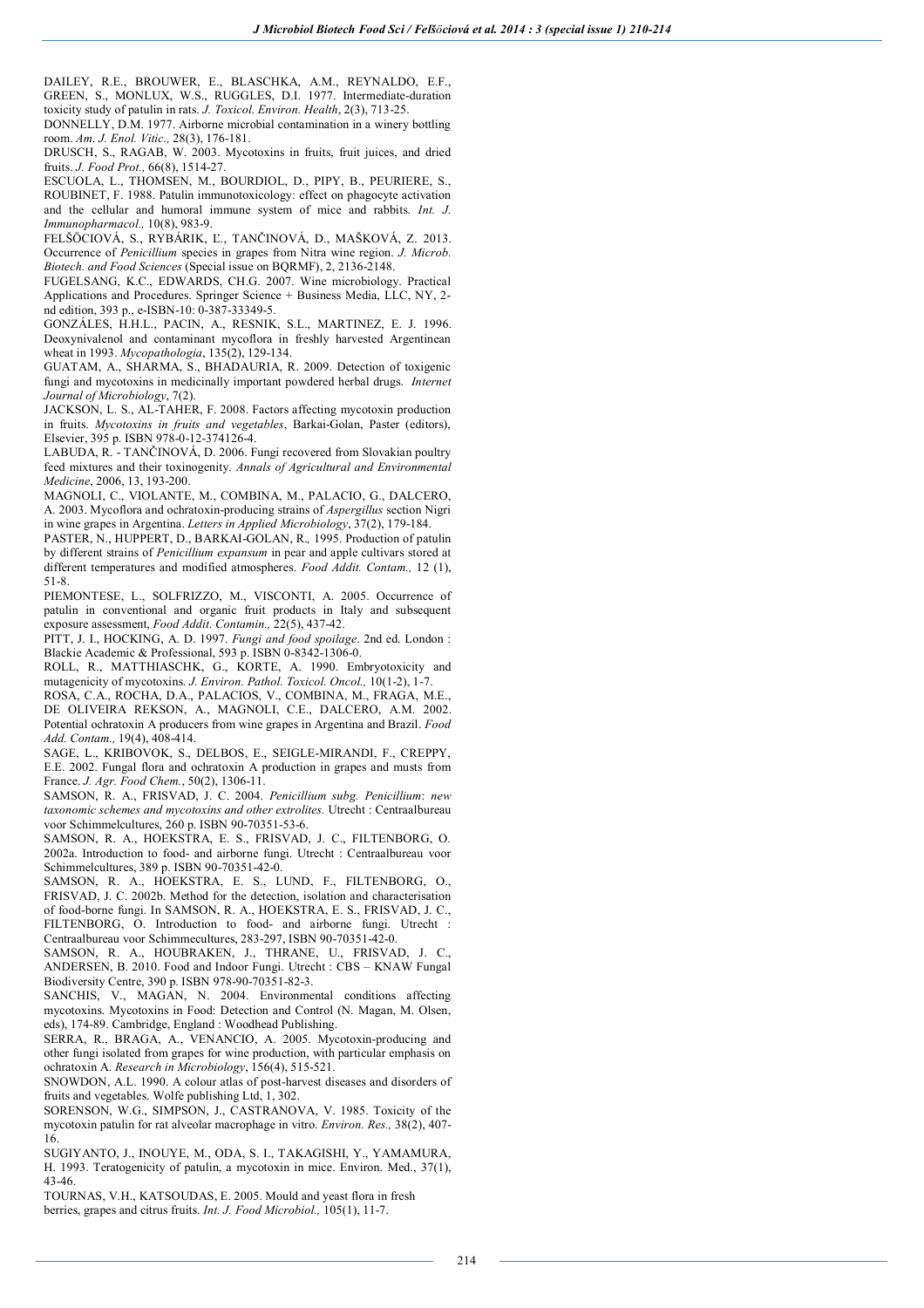DAILEY, R.E., BROUWER, E., BLASCHKA, A.M., REYNALDO, E.F., GREEN, S., MONLUX, W.S., RUGGLES, D.I. 1977. Intermediate-duration toxicity study of patulin in rats. *J. Toxicol. Environ. Health*, 2(3), 713-25.

DONNELLY, D.M. 1977. Airborne microbial contamination in a winery bottling room. *Am. J. Enol. Vitic.,* 28(3), 176-181.

DRUSCH, S., RAGAB, W. 2003. Mycotoxins in fruits, fruit juices, and dried fruits. *J. Food Prot.,* 66(8), 1514-27.

ESCUOLA, L., THOMSEN, M., BOURDIOL, D., PIPY, B., PEURIERE, S., ROUBINET, F. 1988. Patulin immunotoxicology: effect on phagocyte activation and the cellular and humoral immune system of mice and rabbits. *Int. J. Immunopharmacol.,* 10(8), 983-9.

FELŠÖCIOVÁ, S., RYBÁRIK, Ľ., TANČINOVÁ, D., MAŠKOVÁ, Z. 2013. Occurrence of *Penicillium* species in grapes from Nitra wine region. *J. Microb. Biotech. and Food Sciences* (Special issue on BQRMF), 2, 2136-2148.

FUGELSANG, K.C., EDWARDS, CH.G. 2007. Wine microbiology. Practical Applications and Procedures. Springer Science + Business Media, LLC, NY, 2-nd edition, 393 p., e-ISBN-10: 0-387-33349-5.

GONZÁLES, H.H.L., PACIN, A., RESNIK, S.L., MARTINEZ, E. J. 1996. Deoxynivalenol and contaminant mycoflora in freshly harvested Argentinean wheat in 1993. *Mycopathologia*, 135(2), 129-134.

GUATAM, A., SHARMA, S., BHADAURIA, R. 2009. Detection of toxigenic fungi and mycotoxins in medicinally important powdered herbal drugs. *Internet Journal of Microbiology*, 7(2).

JACKSON, L. S., AL-TAHER, F. 2008. Factors affecting mycotoxin production in fruits. *Mycotoxins in fruits and vegetables*, Barkai-Golan, Paster (editors), Elsevier, 395 p. ISBN 978-0-12-374126-4.

LABUDA, R. - TANČINOVÁ, D. 2006. Fungi recovered from Slovakian poultry feed mixtures and their toxinogenity. *Annals of Agricultural and Environmental Medicine*, 2006, 13, 193-200.

MAGNOLI, C., VIOLANTE, M., COMBINA, M., PALACIO, G., DALCERO, A. 2003. Mycoflora and ochratoxin-producing strains of *Aspergillus* section Nigri in wine grapes in Argentina. *Letters in Applied Microbiology*, 37(2), 179-184.

PASTER, N., HUPPERT, D., BARKAI-GOLAN, R., 1995. Production of patulin by different strains of *Penicillium expansum* in pear and apple cultivars stored at different temperatures and modified atmospheres. *Food Addit. Contam.,* 12 (1), 51-8.

PIEMONTESE, L., SOLFRIZZO, M., VISCONTI, A. 2005. Occurrence of patulin in conventional and organic fruit products in Italy and subsequent exposure assessment, *Food Addit. Contamin.,* 22(5), 437-42.

PITT, J. I., HOCKING, A. D. 1997. *Fungi and food spoilage*. 2nd ed. London : Blackie Academic & Professional, 593 p. ISBN 0-8342-1306-0.

ROLL, R., MATTHIASCHK, G., KORTE, A. 1990. Embryotoxicity and mutagenicity of mycotoxins. *J. Environ. Pathol. Toxicol. Oncol.,* 10(1-2), 1-7.

ROSA, C.A., ROCHA, D.A., PALACIOS, V., COMBINA, M., FRAGA, M.E., DE OLIVEIRA REKSON, A., MAGNOLI, C.E., DALCERO, A.M. 2002. Potential ochratoxin A producers from wine grapes in Argentina and Brazil. *Food Add. Contam.,* 19(4), 408-414.

SAGE, L., KRIBOVOK, S., DELBOS, E., SEIGLE-MIRANDI, F., CREPPY, E.E. 2002. Fungal flora and ochratoxin A production in grapes and musts from France. *J. Agr. Food Chem.*, 50(2), 1306-11.

SAMSON, R. A., FRISVAD, J. C. 2004. *Penicillium subg. Penicillium*: *new taxonomic schemes and mycotoxins and other extrolites.* Utrecht : Centraalbureau voor Schimmelcultures, 260 p. ISBN 90-70351-53-6.

SAMSON, R. A., HOEKSTRA, E. S., FRISVAD, J. C., FILTENBORG, O. 2002a. Introduction to food- and airborne fungi. Utrecht : Centraalbureau voor Schimmelcultures, 389 p. ISBN 90-70351-42-0.

SAMSON, R. A., HOEKSTRA, E. S., LUND, F., FILTENBORG, O., FRISVAD, J. C. 2002b. Method for the detection, isolation and characterisation of food-borne fungi. In SAMSON, R. A., HOEKSTRA, E. S., FRISVAD, J. C., FILTENBORG, O. Introduction to food- and airborne fungi. Utrecht : Centraalbureau voor Schimmecultures, 283-297, ISBN 90-70351-42-0.

SAMSON, R. A., HOUBRAKEN, J., THRANE, U., FRISVAD, J. C., ANDERSEN, B. 2010. Food and Indoor Fungi. Utrecht : CBS – KNAW Fungal Biodiversity Centre, 390 p. ISBN 978-90-70351-82-3.

SANCHIS, V., MAGAN, N. 2004. Environmental conditions affecting mycotoxins. Mycotoxins in Food: Detection and Control (N. Magan, M. Olsen, eds), 174-89. Cambridge, England : Woodhead Publishing.

SERRA, R., BRAGA, A., VENANCIO, A. 2005. Mycotoxin-producing and other fungi isolated from grapes for wine production, with particular emphasis on ochratoxin A. *Research in Microbiology*, 156(4), 515-521.

SNOWDON, A.L. 1990. A colour atlas of post-harvest diseases and disorders of fruits and vegetables. Wolfe publishing Ltd, 1, 302.

SORENSON, W.G., SIMPSON, J., CASTRANOVA, V. 1985. Toxicity of the mycotoxin patulin for rat alveolar macrophage in vitro. *Environ. Res.,* 38(2), 407-16.

SUGIYANTO, J., INOUYE, M., ODA, S. I., TAKAGISHI, Y., YAMAMURA, H. 1993. Teratogenicity of patulin, a mycotoxin in mice. Environ. Med., 37(1), 43-46.

TOURNAS, V.H., KATSOUDAS, E. 2005. Mould and yeast flora in fresh berries, grapes and citrus fruits. *Int. J. Food Microbiol.,* 105(1), 11-7.